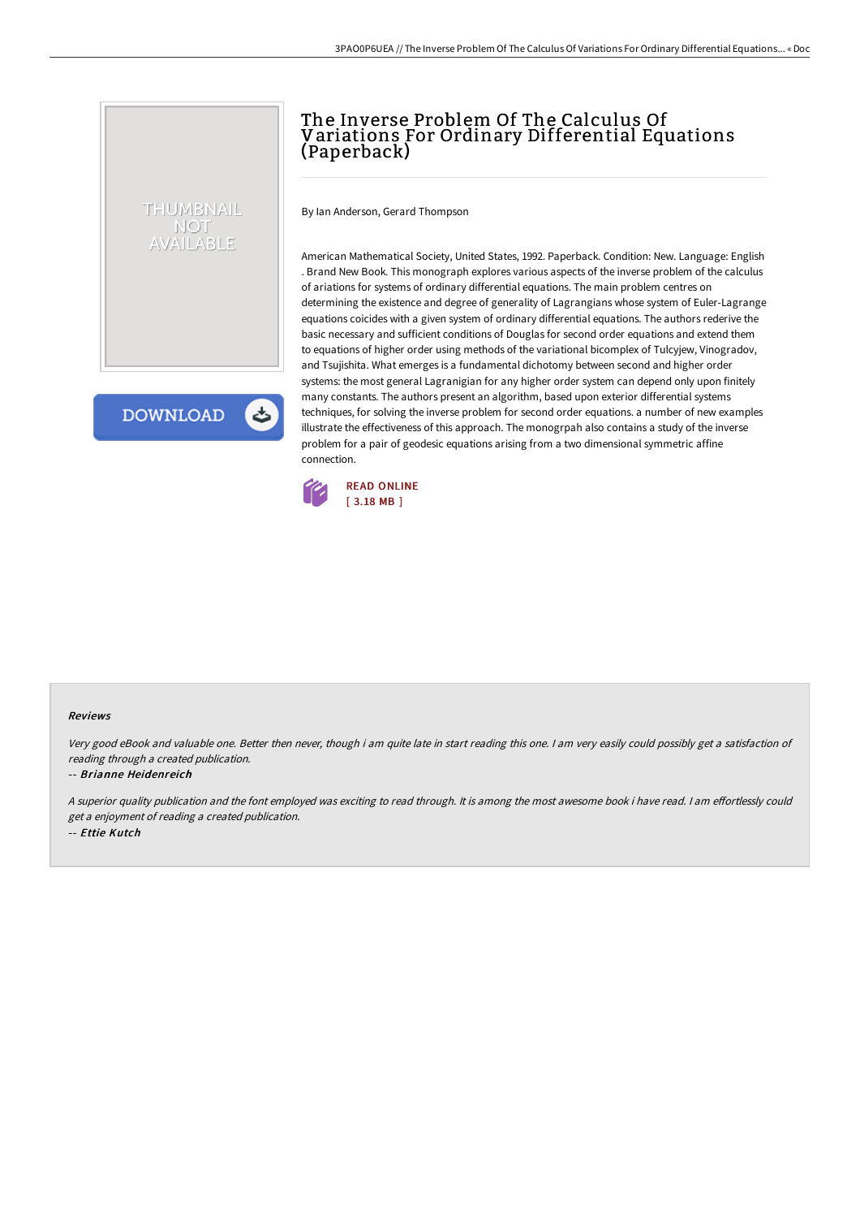# The Inverse Problem Of The Calculus Of Variations For Ordinary Differential Equations (Paperback)

By Ian Anderson, Gerard Thompson

American Mathematical Society, United States, 1992. Paperback. Condition: New. Language: English . Brand New Book. This monograph explores various aspects of the inverse problem of the calculus of ariations for systems of ordinary differential equations. The main problem centres on determining the existence and degree of generality of Lagrangians whose system of Euler-Lagrange equations coicides with a given system of ordinary differential equations. The authors rederive the basic necessary and sufficient conditions of Douglas for second order equations and extend them to equations of higher order using methods of the variational bicomplex of Tulcyjew, Vinogradov, and Tsujishita. What emerges is a fundamental dichotomy between second and higher order systems: the most general Lagranigian for any higher order system can depend only upon finitely many constants. The authors present an algorithm, based upon exterior differential systems techniques, for solving the inverse problem for second order equations. a number of new examples illustrate the effectiveness of this approach. The monogrpah also contains a study of the inverse problem for a pair of geodesic equations arising from a two dimensional symmetric affine connection.

READ ONLINE
[ 3.18 MB ]

### Reviews

*Very good eBook and valuable one. Better then never, though i am quite late in start reading this one. I am very easily could possibly get a satisfaction of reading through a created publication.*

-- ***Brianne Heidenreich***

*A superior quality publication and the font employed was exciting to read through. It is among the most awesome book i have read. I am effortlessly could get a enjoyment of reading a created publication.*

-- ***Ettie Kutch***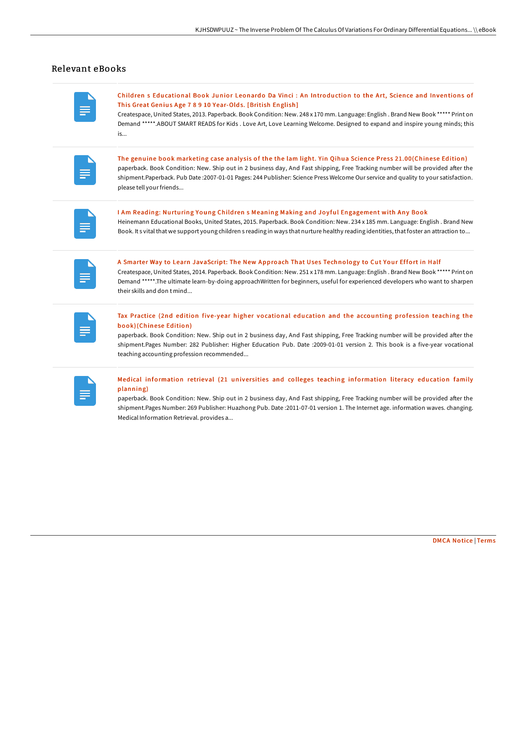## Relevant eBooks

**Children s Educational Book Junior Leonardo Da Vinci : An Introduction to the Art, Science and Inventions of This Great Genius Age 7 8 9 10 Year-Olds. [British English]**

Createspace, United States, 2013. Paperback. Book Condition: New. 248 x 170 mm. Language: English . Brand New Book ***** Print on Demand *****.ABOUT SMART READS for Kids . Love Art, Love Learning Welcome. Designed to expand and inspire young minds; this is...

**The genuine book marketing case analysis of the the lam light. Yin Qihua Science Press 21.00(Chinese Edition)**

paperback. Book Condition: New. Ship out in 2 business day, And Fast shipping, Free Tracking number will be provided after the shipment.Paperback. Pub Date :2007-01-01 Pages: 244 Publisher: Science Press Welcome Our service and quality to your satisfaction. please tell your friends...

**I Am Reading: Nurturing Young Children s Meaning Making and Joyful Engagement with Any Book**

Heinemann Educational Books, United States, 2015. Paperback. Book Condition: New. 234 x 185 mm. Language: English . Brand New Book. It s vital that we support young children s reading in ways that nurture healthy reading identities, that foster an attraction to...

**A Smarter Way to Learn JavaScript: The New Approach That Uses Technology to Cut Your Effort in Half**

Createspace, United States, 2014. Paperback. Book Condition: New. 251 x 178 mm. Language: English . Brand New Book ***** Print on Demand *****.The ultimate learn-by-doing approachWritten for beginners, useful for experienced developers who want to sharpen their skills and don t mind...

**Tax Practice (2nd edition five-year higher vocational education and the accounting profession teaching the book)(Chinese Edition)**

paperback. Book Condition: New. Ship out in 2 business day, And Fast shipping, Free Tracking number will be provided after the shipment.Pages Number: 282 Publisher: Higher Education Pub. Date :2009-01-01 version 2. This book is a five-year vocational teaching accounting profession recommended...

**Medical information retrieval (21 universities and colleges teaching information literacy education family planning)**

paperback. Book Condition: New. Ship out in 2 business day, And Fast shipping, Free Tracking number will be provided after the shipment.Pages Number: 269 Publisher: Huazhong Pub. Date :2011-07-01 version 1. The Internet age. information waves. changing. Medical Information Retrieval. provides a...

DMCA Notice | Terms